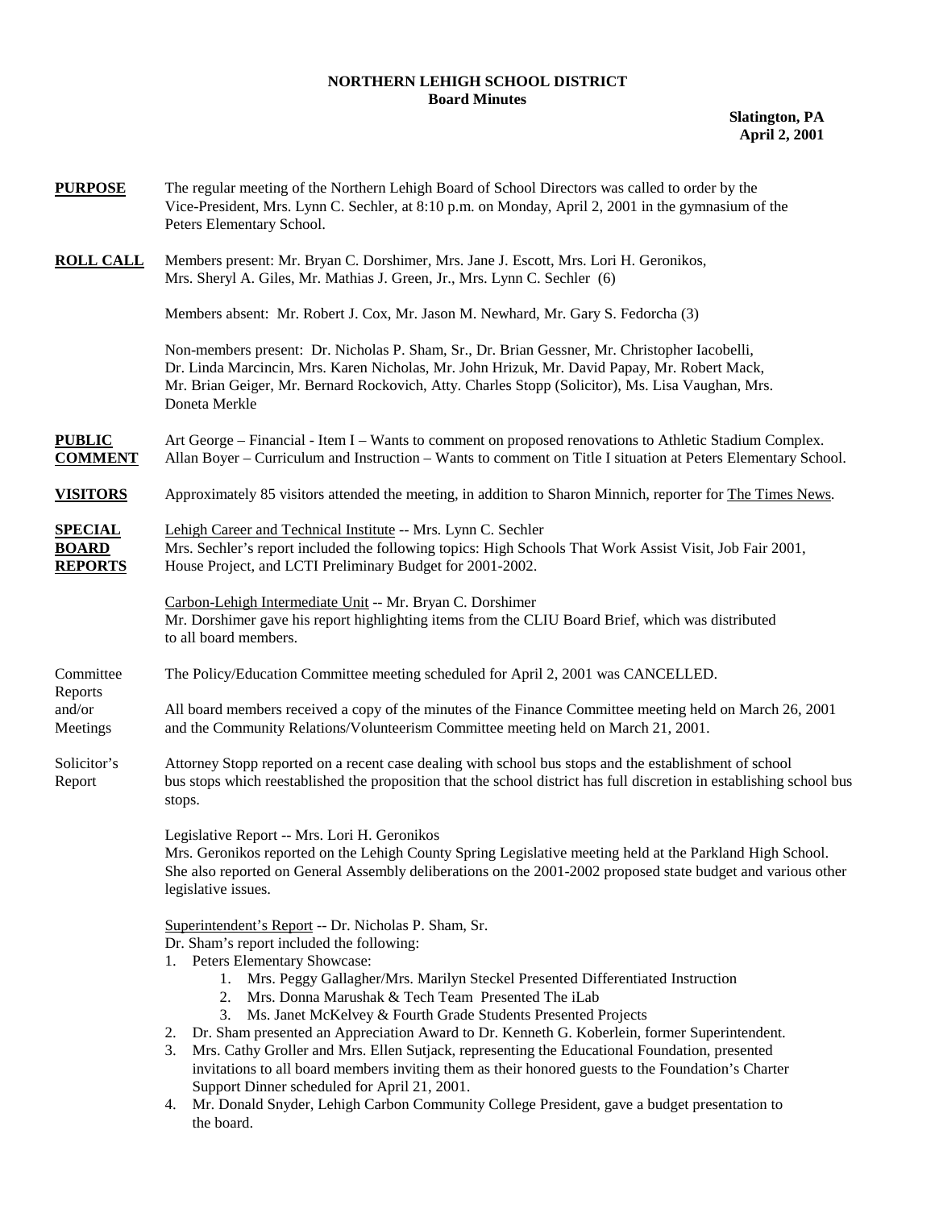# NORTHERN LEHIGH SCHOOL DISTRICT
## Board Minutes

**Slatington, PA**
**April 2, 2001**

**PURPOSE** The regular meeting of the Northern Lehigh Board of School Directors was called to order by the Vice-President, Mrs. Lynn C. Sechler, at 8:10 p.m. on Monday, April 2, 2001 in the gymnasium of the Peters Elementary School.

**ROLL CALL** Members present: Mr. Bryan C. Dorshimer, Mrs. Jane J. Escott, Mrs. Lori H. Geronikos, Mrs. Sheryl A. Giles, Mr. Mathias J. Green, Jr., Mrs. Lynn C. Sechler (6)

Members absent: Mr. Robert J. Cox, Mr. Jason M. Newhard, Mr. Gary S. Fedorcha (3)

Non-members present: Dr. Nicholas P. Sham, Sr., Dr. Brian Gessner, Mr. Christopher Iacobelli, Dr. Linda Marcincin, Mrs. Karen Nicholas, Mr. John Hrizuk, Mr. David Papay, Mr. Robert Mack, Mr. Brian Geiger, Mr. Bernard Rockovich, Atty. Charles Stopp (Solicitor), Ms. Lisa Vaughan, Mrs. Doneta Merkle

**PUBLIC COMMENT** Art George – Financial - Item I – Wants to comment on proposed renovations to Athletic Stadium Complex.
Allan Boyer – Curriculum and Instruction – Wants to comment on Title I situation at Peters Elementary School.

**VISITORS** Approximately 85 visitors attended the meeting, in addition to Sharon Minnich, reporter for The Times News.

**SPECIAL BOARD REPORTS** Lehigh Career and Technical Institute -- Mrs. Lynn C. Sechler
Mrs. Sechler's report included the following topics: High Schools That Work Assist Visit, Job Fair 2001, House Project, and LCTI Preliminary Budget for 2001-2002.

Carbon-Lehigh Intermediate Unit -- Mr. Bryan C. Dorshimer
Mr. Dorshimer gave his report highlighting items from the CLIU Board Brief, which was distributed to all board members.

Committee Reports and/or Meetings The Policy/Education Committee meeting scheduled for April 2, 2001 was CANCELLED.

All board members received a copy of the minutes of the Finance Committee meeting held on March 26, 2001 and the Community Relations/Volunteerism Committee meeting held on March 21, 2001.

Solicitor's Report Attorney Stopp reported on a recent case dealing with school bus stops and the establishment of school bus stops which reestablished the proposition that the school district has full discretion in establishing school bus stops.

Legislative Report -- Mrs. Lori H. Geronikos
Mrs. Geronikos reported on the Lehigh County Spring Legislative meeting held at the Parkland High School. She also reported on General Assembly deliberations on the 2001-2002 proposed state budget and various other legislative issues.

Superintendent's Report -- Dr. Nicholas P. Sham, Sr.
Dr. Sham's report included the following:

1. Peters Elementary Showcase:
    1. Mrs. Peggy Gallagher/Mrs. Marilyn Steckel Presented Differentiated Instruction
    2. Mrs. Donna Marushak & Tech Team Presented The iLab
    3. Ms. Janet McKelvey & Fourth Grade Students Presented Projects
2. Dr. Sham presented an Appreciation Award to Dr. Kenneth G. Koberlein, former Superintendent.
3. Mrs. Cathy Groller and Mrs. Ellen Sutjack, representing the Educational Foundation, presented invitations to all board members inviting them as their honored guests to the Foundation's Charter Support Dinner scheduled for April 21, 2001.
4. Mr. Donald Snyder, Lehigh Carbon Community College President, gave a budget presentation to the board.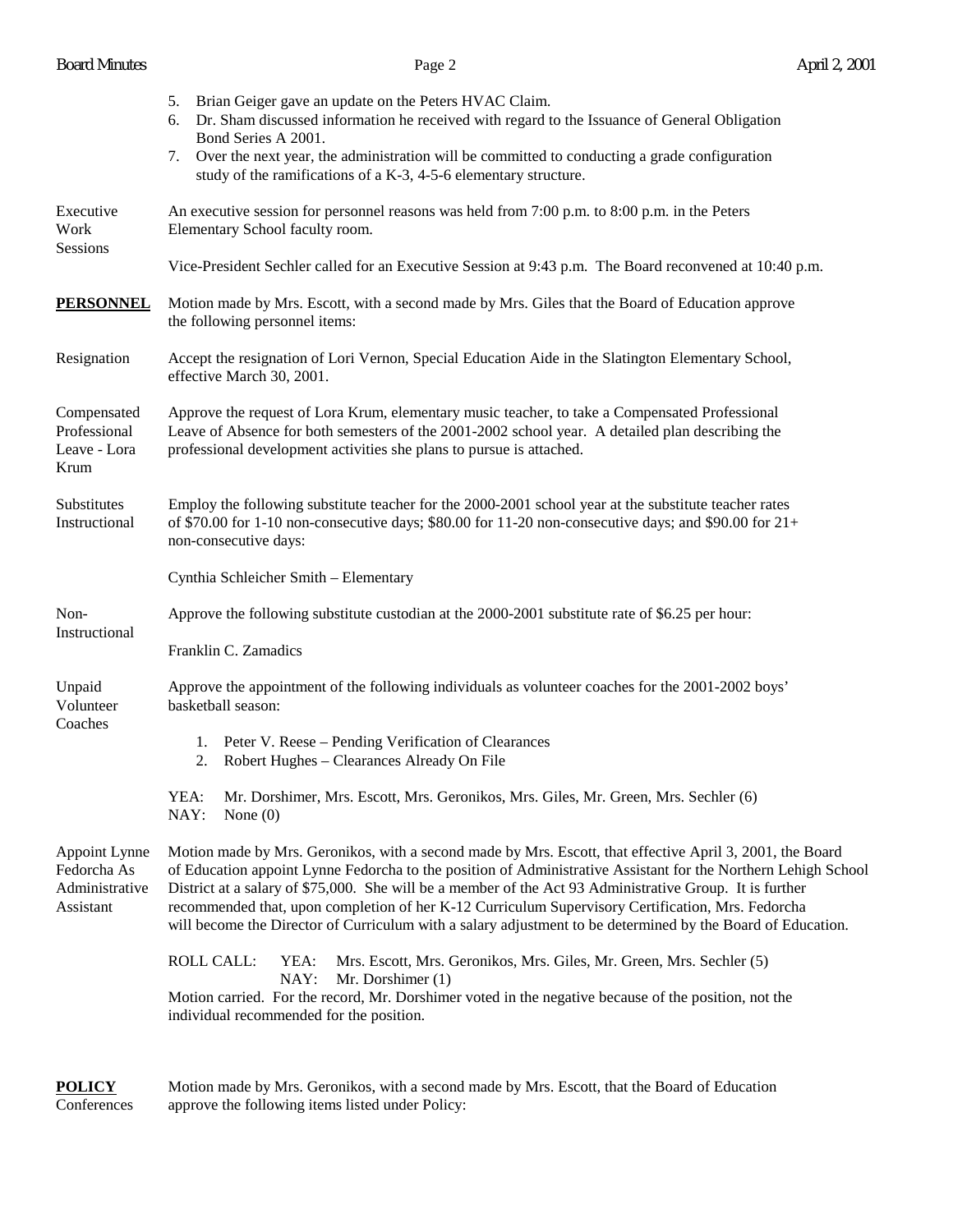5. Brian Geiger gave an update on the Peters HVAC Claim.
6. Dr. Sham discussed information he received with regard to the Issuance of General Obligation Bond Series A 2001.
7. Over the next year, the administration will be committed to conducting a grade configuration study of the ramifications of a K-3, 4-5-6 elementary structure.

Executive Work Sessions

An executive session for personnel reasons was held from 7:00 p.m. to 8:00 p.m. in the Peters Elementary School faculty room.

Vice-President Sechler called for an Executive Session at 9:43 p.m. The Board reconvened at 10:40 p.m.

**PERSONNEL**

Motion made by Mrs. Escott, with a second made by Mrs. Giles that the Board of Education approve the following personnel items:

Resignation

Accept the resignation of Lori Vernon, Special Education Aide in the Slatington Elementary School, effective March 30, 2001.

Compensated Professional Leave - Lora Krum

Approve the request of Lora Krum, elementary music teacher, to take a Compensated Professional Leave of Absence for both semesters of the 2001-2002 school year. A detailed plan describing the professional development activities she plans to pursue is attached.

Substitutes Instructional

Employ the following substitute teacher for the 2000-2001 school year at the substitute teacher rates of $70.00 for 1-10 non-consecutive days; $80.00 for 11-20 non-consecutive days; and $90.00 for 21+ non-consecutive days:

Cynthia Schleicher Smith – Elementary

Non-Instructional

Approve the following substitute custodian at the 2000-2001 substitute rate of $6.25 per hour:

Franklin C. Zamadics

Unpaid Volunteer Coaches

Approve the appointment of the following individuals as volunteer coaches for the 2001-2002 boys' basketball season:

1. Peter V. Reese – Pending Verification of Clearances
2. Robert Hughes – Clearances Already On File

YEA: Mr. Dorshimer, Mrs. Escott, Mrs. Geronikos, Mrs. Giles, Mr. Green, Mrs. Sechler (6)
NAY: None (0)

Appoint Lynne Fedorcha As Administrative Assistant

Motion made by Mrs. Geronikos, with a second made by Mrs. Escott, that effective April 3, 2001, the Board of Education appoint Lynne Fedorcha to the position of Administrative Assistant for the Northern Lehigh School District at a salary of $75,000. She will be a member of the Act 93 Administrative Group. It is further recommended that, upon completion of her K-12 Curriculum Supervisory Certification, Mrs. Fedorcha will become the Director of Curriculum with a salary adjustment to be determined by the Board of Education.

ROLL CALL: YEA: Mrs. Escott, Mrs. Geronikos, Mrs. Giles, Mr. Green, Mrs. Sechler (5)
NAY: Mr. Dorshimer (1)

Motion carried. For the record, Mr. Dorshimer voted in the negative because of the position, not the individual recommended for the position.

**POLICY**
Conferences

Motion made by Mrs. Geronikos, with a second made by Mrs. Escott, that the Board of Education approve the following items listed under Policy: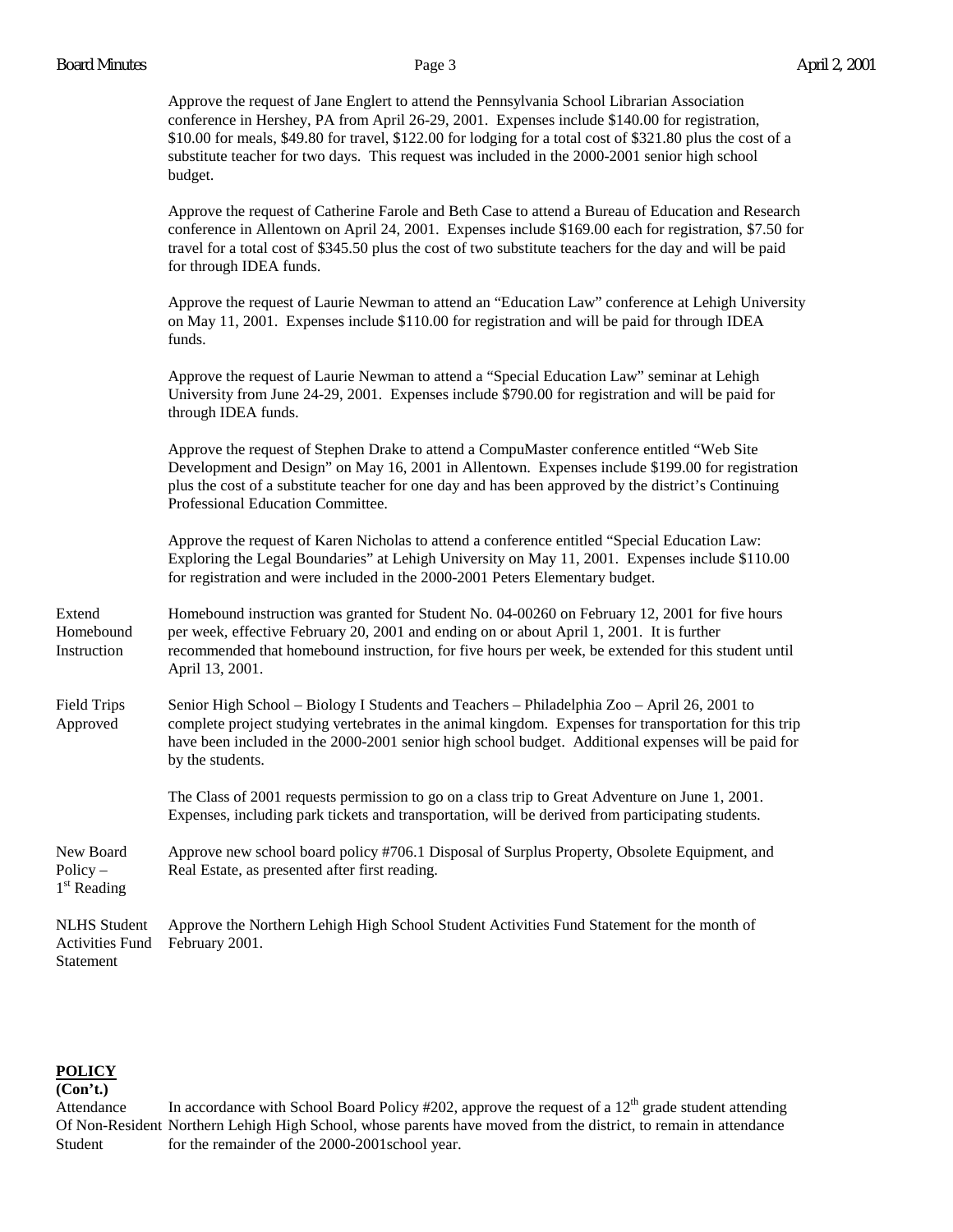Approve the request of Jane Englert to attend the Pennsylvania School Librarian Association conference in Hershey, PA from April 26-29, 2001. Expenses include $140.00 for registration, $10.00 for meals, $49.80 for travel, $122.00 for lodging for a total cost of $321.80 plus the cost of a substitute teacher for two days. This request was included in the 2000-2001 senior high school budget.

Approve the request of Catherine Farole and Beth Case to attend a Bureau of Education and Research conference in Allentown on April 24, 2001. Expenses include $169.00 each for registration, $7.50 for travel for a total cost of $345.50 plus the cost of two substitute teachers for the day and will be paid for through IDEA funds.

Approve the request of Laurie Newman to attend an "Education Law" conference at Lehigh University on May 11, 2001. Expenses include $110.00 for registration and will be paid for through IDEA funds.

Approve the request of Laurie Newman to attend a "Special Education Law" seminar at Lehigh University from June 24-29, 2001. Expenses include $790.00 for registration and will be paid for through IDEA funds.

Approve the request of Stephen Drake to attend a CompuMaster conference entitled "Web Site Development and Design" on May 16, 2001 in Allentown. Expenses include $199.00 for registration plus the cost of a substitute teacher for one day and has been approved by the district's Continuing Professional Education Committee.

Approve the request of Karen Nicholas to attend a conference entitled "Special Education Law: Exploring the Legal Boundaries" at Lehigh University on May 11, 2001. Expenses include $110.00 for registration and were included in the 2000-2001 Peters Elementary budget.

**Extend Homebound Instruction**

Homebound instruction was granted for Student No. 04-00260 on February 12, 2001 for five hours per week, effective February 20, 2001 and ending on or about April 1, 2001. It is further recommended that homebound instruction, for five hours per week, be extended for this student until April 13, 2001.

**Field Trips Approved**

Senior High School – Biology I Students and Teachers – Philadelphia Zoo – April 26, 2001 to complete project studying vertebrates in the animal kingdom. Expenses for transportation for this trip have been included in the 2000-2001 senior high school budget. Additional expenses will be paid for by the students.

The Class of 2001 requests permission to go on a class trip to Great Adventure on June 1, 2001. Expenses, including park tickets and transportation, will be derived from participating students.

**New Board Policy – 1st Reading**

Approve new school board policy #706.1 Disposal of Surplus Property, Obsolete Equipment, and Real Estate, as presented after first reading.

**NLHS Student Activities Fund Statement**

Approve the Northern Lehigh High School Student Activities Fund Statement for the month of February 2001.

## POLICY (Con't.)

**Attendance Of Non-Resident Student**

In accordance with School Board Policy #202, approve the request of a 12th grade student attending Northern Lehigh High School, whose parents have moved from the district, to remain in attendance for the remainder of the 2000-2001school year.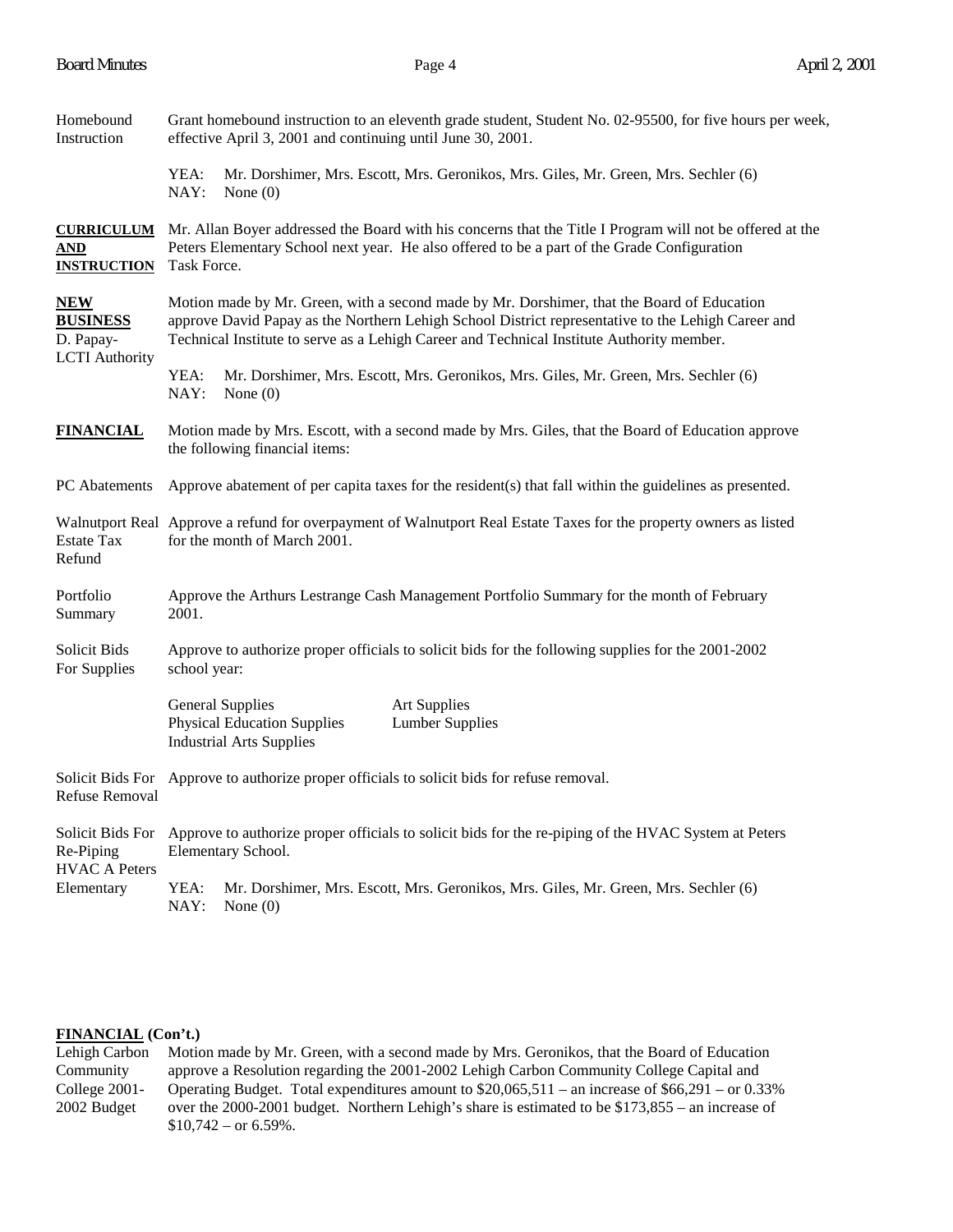Homebound Instruction — Grant homebound instruction to an eleventh grade student, Student No. 02-95500, for five hours per week, effective April 3, 2001 and continuing until June 30, 2001.

YEA: Mr. Dorshimer, Mrs. Escott, Mrs. Geronikos, Mrs. Giles, Mr. Green, Mrs. Sechler (6)
NAY: None (0)

**CURRICULUM AND INSTRUCTION**

Mr. Allan Boyer addressed the Board with his concerns that the Title I Program will not be offered at the Peters Elementary School next year. He also offered to be a part of the Grade Configuration Task Force.

**NEW BUSINESS**

D. Papay-LCTI Authority — Motion made by Mr. Green, with a second made by Mr. Dorshimer, that the Board of Education approve David Papay as the Northern Lehigh School District representative to the Lehigh Career and Technical Institute to serve as a Lehigh Career and Technical Institute Authority member.

YEA: Mr. Dorshimer, Mrs. Escott, Mrs. Geronikos, Mrs. Giles, Mr. Green, Mrs. Sechler (6)
NAY: None (0)

**FINANCIAL**

Motion made by Mrs. Escott, with a second made by Mrs. Giles, that the Board of Education approve the following financial items:

PC Abatements — Approve abatement of per capita taxes for the resident(s) that fall within the guidelines as presented.

Walnutport Real Estate Tax Refund — Approve a refund for overpayment of Walnutport Real Estate Taxes for the property owners as listed for the month of March 2001.

Portfolio Summary — Approve the Arthurs Lestrange Cash Management Portfolio Summary for the month of February 2001.

Solicit Bids For Supplies — Approve to authorize proper officials to solicit bids for the following supplies for the 2001-2002 school year:

- General Supplies
- Physical Education Supplies
- Industrial Arts Supplies
- Art Supplies
- Lumber Supplies

Solicit Bids For Refuse Removal — Approve to authorize proper officials to solicit bids for refuse removal.

Solicit Bids For Re-Piping HVAC A Peters Elementary — Approve to authorize proper officials to solicit bids for the re-piping of the HVAC System at Peters Elementary School.

YEA: Mr. Dorshimer, Mrs. Escott, Mrs. Geronikos, Mrs. Giles, Mr. Green, Mrs. Sechler (6)
NAY: None (0)

**FINANCIAL (Con't.)**

Lehigh Carbon Community College 2001-2002 Budget — Motion made by Mr. Green, with a second made by Mrs. Geronikos, that the Board of Education approve a Resolution regarding the 2001-2002 Lehigh Carbon Community College Capital and Operating Budget. Total expenditures amount to $20,065,511 – an increase of $66,291 – or 0.33% over the 2000-2001 budget. Northern Lehigh's share is estimated to be $173,855 – an increase of $10,742 – or 6.59%.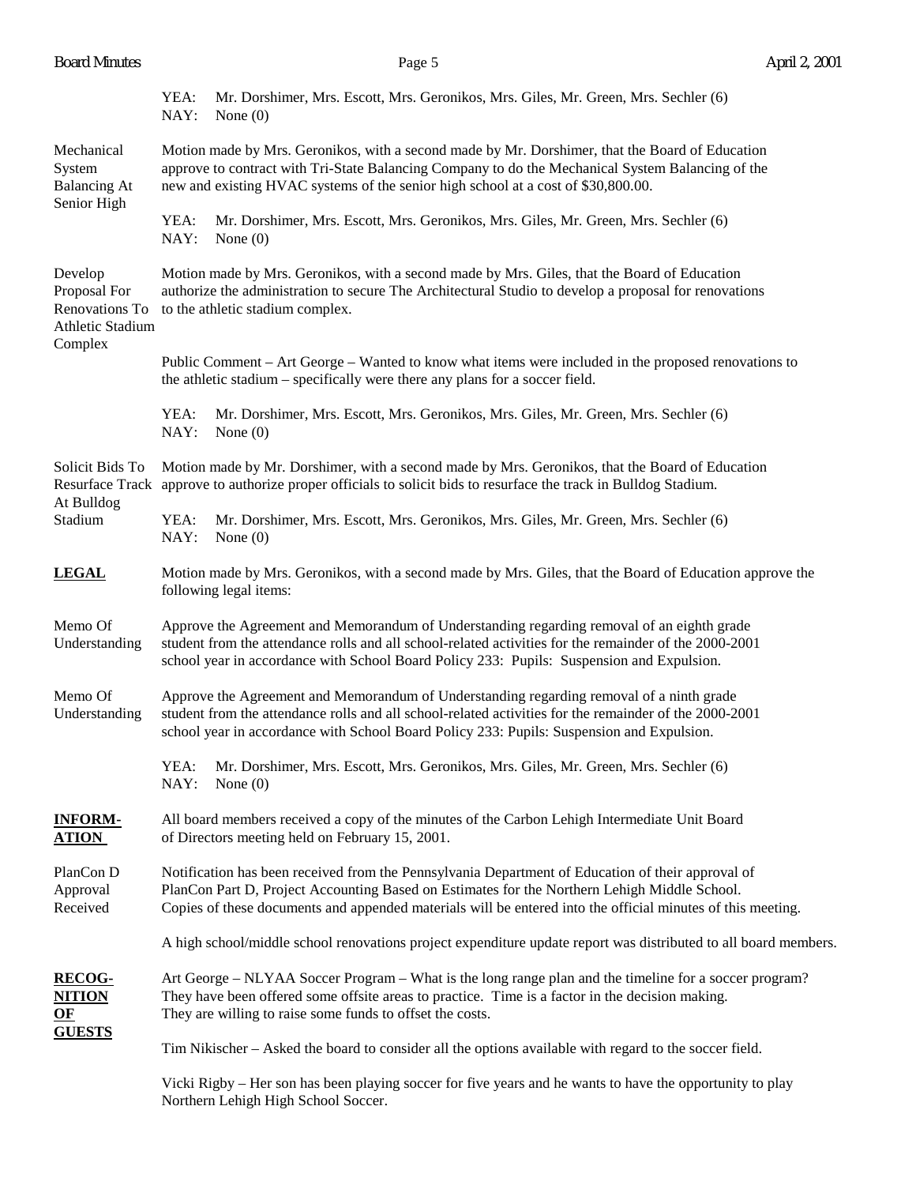YEA: Mr. Dorshimer, Mrs. Escott, Mrs. Geronikos, Mrs. Giles, Mr. Green, Mrs. Sechler (6)
NAY: None (0)

**Mechanical System Balancing At Senior High**

Motion made by Mrs. Geronikos, with a second made by Mr. Dorshimer, that the Board of Education approve to contract with Tri-State Balancing Company to do the Mechanical System Balancing of the new and existing HVAC systems of the senior high school at a cost of $30,800.00.

YEA: Mr. Dorshimer, Mrs. Escott, Mrs. Geronikos, Mrs. Giles, Mr. Green, Mrs. Sechler (6)
NAY: None (0)

**Develop Proposal For Renovations To Athletic Stadium Complex**

Motion made by Mrs. Geronikos, with a second made by Mrs. Giles, that the Board of Education authorize the administration to secure The Architectural Studio to develop a proposal for renovations to the athletic stadium complex.

Public Comment – Art George – Wanted to know what items were included in the proposed renovations to the athletic stadium – specifically were there any plans for a soccer field.

YEA: Mr. Dorshimer, Mrs. Escott, Mrs. Geronikos, Mrs. Giles, Mr. Green, Mrs. Sechler (6)
NAY: None (0)

**Solicit Bids To Resurface Track At Bulldog Stadium**

Motion made by Mr. Dorshimer, with a second made by Mrs. Geronikos, that the Board of Education approve to authorize proper officials to solicit bids to resurface the track in Bulldog Stadium.

YEA: Mr. Dorshimer, Mrs. Escott, Mrs. Geronikos, Mrs. Giles, Mr. Green, Mrs. Sechler (6)
NAY: None (0)

## LEGAL

Motion made by Mrs. Geronikos, with a second made by Mrs. Giles, that the Board of Education approve the following legal items:

**Memo Of Understanding**

Approve the Agreement and Memorandum of Understanding regarding removal of an eighth grade student from the attendance rolls and all school-related activities for the remainder of the 2000-2001 school year in accordance with School Board Policy 233: Pupils: Suspension and Expulsion.

**Memo Of Understanding**

Approve the Agreement and Memorandum of Understanding regarding removal of a ninth grade student from the attendance rolls and all school-related activities for the remainder of the 2000-2001 school year in accordance with School Board Policy 233: Pupils: Suspension and Expulsion.

YEA: Mr. Dorshimer, Mrs. Escott, Mrs. Geronikos, Mrs. Giles, Mr. Green, Mrs. Sechler (6)
NAY: None (0)

## INFORMATION

All board members received a copy of the minutes of the Carbon Lehigh Intermediate Unit Board of Directors meeting held on February 15, 2001.

**PlanCon D Approval Received**

Notification has been received from the Pennsylvania Department of Education of their approval of PlanCon Part D, Project Accounting Based on Estimates for the Northern Lehigh Middle School. Copies of these documents and appended materials will be entered into the official minutes of this meeting.

A high school/middle school renovations project expenditure update report was distributed to all board members.

## RECOGNITION OF GUESTS

Art George – NLYAA Soccer Program – What is the long range plan and the timeline for a soccer program? They have been offered some offsite areas to practice. Time is a factor in the decision making. They are willing to raise some funds to offset the costs.

Tim Nikischer – Asked the board to consider all the options available with regard to the soccer field.

Vicki Rigby – Her son has been playing soccer for five years and he wants to have the opportunity to play Northern Lehigh High School Soccer.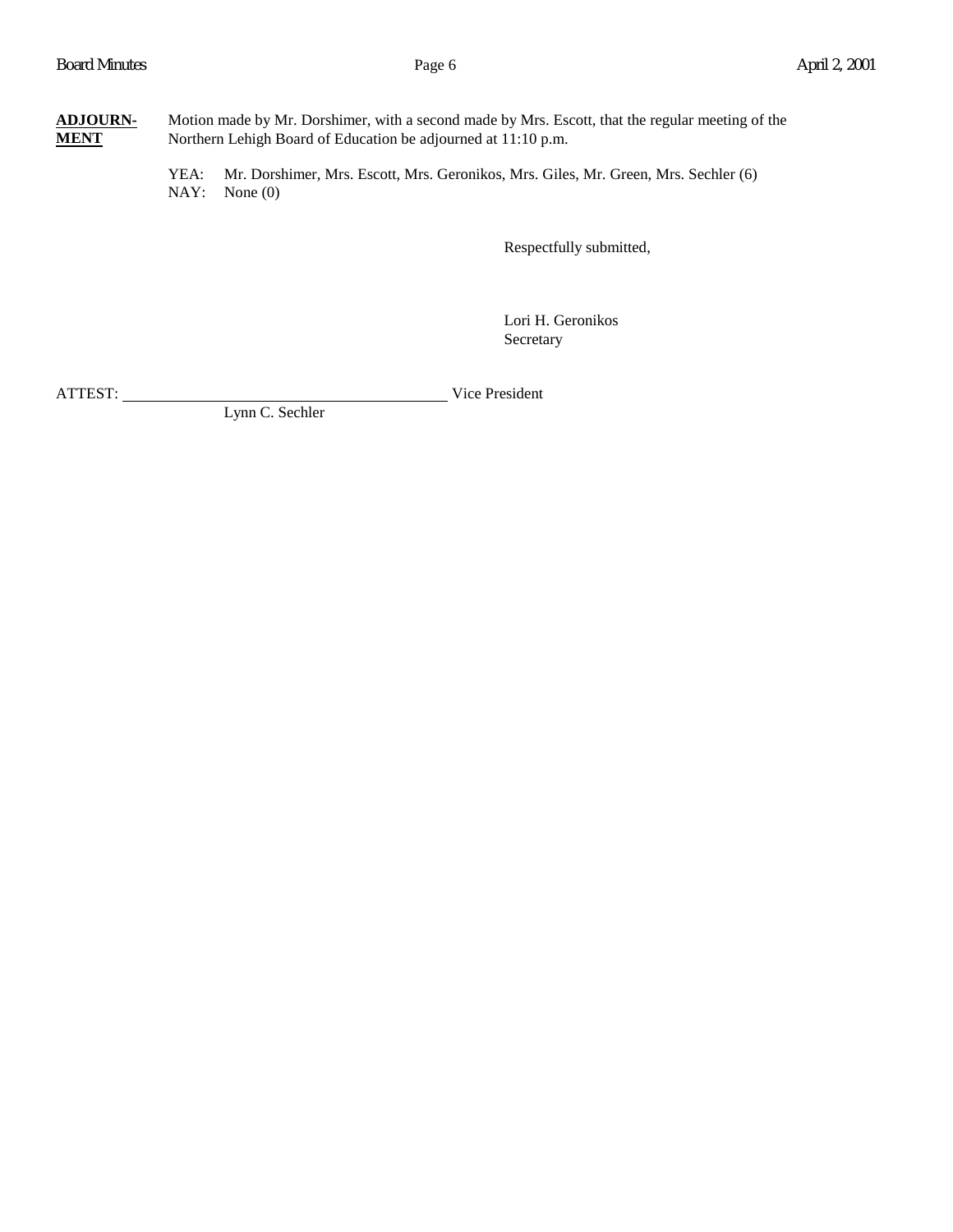**ADJOURN-MENT**

Motion made by Mr. Dorshimer, with a second made by Mrs. Escott, that the regular meeting of the Northern Lehigh Board of Education be adjourned at 11:10 p.m.

YEA: Mr. Dorshimer, Mrs. Escott, Mrs. Geronikos, Mrs. Giles, Mr. Green, Mrs. Sechler (6)
NAY: None (0)

Respectfully submitted,

Lori H. Geronikos
Secretary

ATTEST: ______________________________ Vice President
Lynn C. Sechler